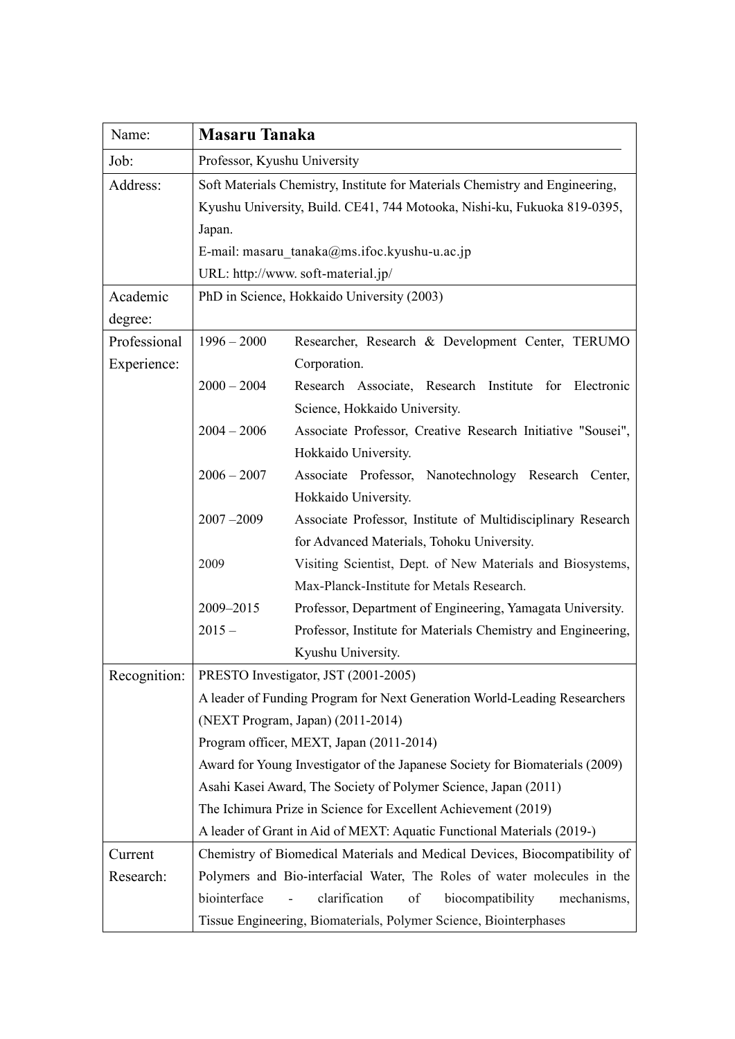| Name: | **Masaru Tanaka** |
|---|---|
| Job: | Professor, Kyushu University |
| Address: | Soft Materials Chemistry, Institute for Materials Chemistry and Engineering, Kyushu University, Build. CE41, 744 Motooka, Nishi-ku, Fukuoka 819-0395, Japan.<br>E-mail: masaru_tanaka@ms.ifoc.kyushu-u.ac.jp<br>URL: http://www. soft-material.jp/ |
| Academic degree: | PhD in Science, Hokkaido University (2003) |
| Professional Experience: | 1996 – 2000 Researcher, Research & Development Center, TERUMO Corporation.<br>2000 – 2004 Research Associate, Research Institute for Electronic Science, Hokkaido University.<br>2004 – 2006 Associate Professor, Creative Research Initiative "Sousei", Hokkaido University.<br>2006 – 2007 Associate Professor, Nanotechnology Research Center, Hokkaido University.<br>2007 –2009 Associate Professor, Institute of Multidisciplinary Research for Advanced Materials, Tohoku University.<br>2009 Visiting Scientist, Dept. of New Materials and Biosystems, Max-Planck-Institute for Metals Research.<br>2009–2015 Professor, Department of Engineering, Yamagata University.<br>2015 – Professor, Institute for Materials Chemistry and Engineering, Kyushu University. |
| Recognition: | PRESTO Investigator, JST (2001-2005)<br>A leader of Funding Program for Next Generation World-Leading Researchers (NEXT Program, Japan) (2011-2014)<br>Program officer, MEXT, Japan (2011-2014)<br>Award for Young Investigator of the Japanese Society for Biomaterials (2009)<br>Asahi Kasei Award, The Society of Polymer Science, Japan (2011)<br>The Ichimura Prize in Science for Excellent Achievement (2019)<br>A leader of Grant in Aid of MEXT: Aquatic Functional Materials (2019-) |
| Current Research: | Chemistry of Biomedical Materials and Medical Devices, Biocompatibility of Polymers and Bio-interfacial Water, The Roles of water molecules in the biointerface - clarification of biocompatibility mechanisms, Tissue Engineering, Biomaterials, Polymer Science, Biointerphases |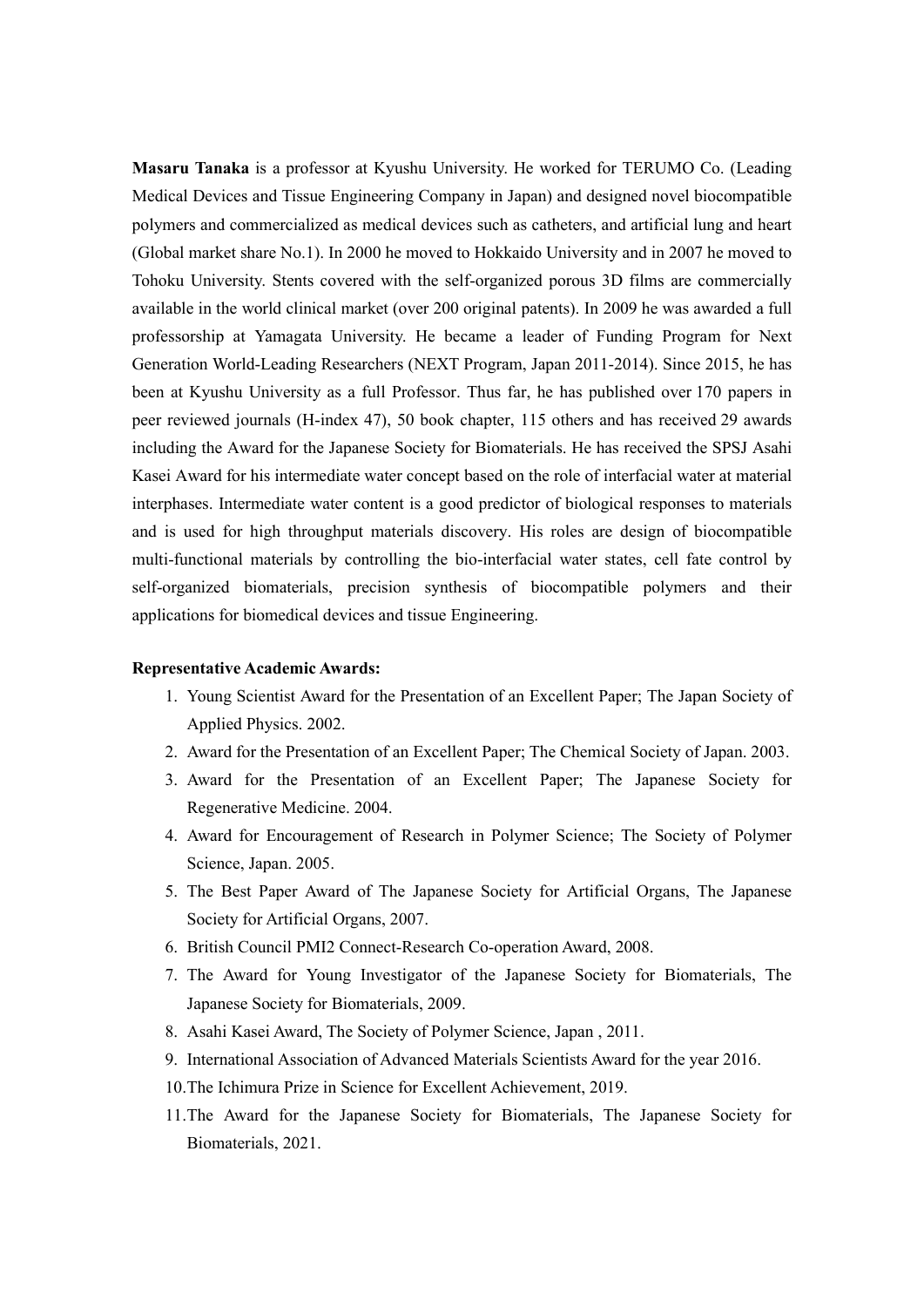**Masaru Tanaka** is a professor at Kyushu University. He worked for TERUMO Co. (Leading Medical Devices and Tissue Engineering Company in Japan) and designed novel biocompatible polymers and commercialized as medical devices such as catheters, and artificial lung and heart (Global market share No.1). In 2000 he moved to Hokkaido University and in 2007 he moved to Tohoku University. Stents covered with the self-organized porous 3D films are commercially available in the world clinical market (over 200 original patents). In 2009 he was awarded a full professorship at Yamagata University. He became a leader of Funding Program for Next Generation World-Leading Researchers (NEXT Program, Japan 2011-2014). Since 2015, he has been at Kyushu University as a full Professor. Thus far, he has published over 170 papers in peer reviewed journals (H-index 47), 50 book chapter, 115 others and has received 29 awards including the Award for the Japanese Society for Biomaterials. He has received the SPSJ Asahi Kasei Award for his intermediate water concept based on the role of interfacial water at material interphases. Intermediate water content is a good predictor of biological responses to materials and is used for high throughput materials discovery. His roles are design of biocompatible multi-functional materials by controlling the bio-interfacial water states, cell fate control by self-organized biomaterials, precision synthesis of biocompatible polymers and their applications for biomedical devices and tissue Engineering.

**Representative Academic Awards:**

1. Young Scientist Award for the Presentation of an Excellent Paper; The Japan Society of Applied Physics. 2002.
2. Award for the Presentation of an Excellent Paper; The Chemical Society of Japan. 2003.
3. Award for the Presentation of an Excellent Paper; The Japanese Society for Regenerative Medicine. 2004.
4. Award for Encouragement of Research in Polymer Science; The Society of Polymer Science, Japan. 2005.
5. The Best Paper Award of The Japanese Society for Artificial Organs, The Japanese Society for Artificial Organs, 2007.
6. British Council PMI2 Connect-Research Co-operation Award, 2008.
7. The Award for Young Investigator of the Japanese Society for Biomaterials, The Japanese Society for Biomaterials, 2009.
8. Asahi Kasei Award, The Society of Polymer Science, Japan , 2011.
9. International Association of Advanced Materials Scientists Award for the year 2016.
10. The Ichimura Prize in Science for Excellent Achievement, 2019.
11. The Award for the Japanese Society for Biomaterials, The Japanese Society for Biomaterials, 2021.